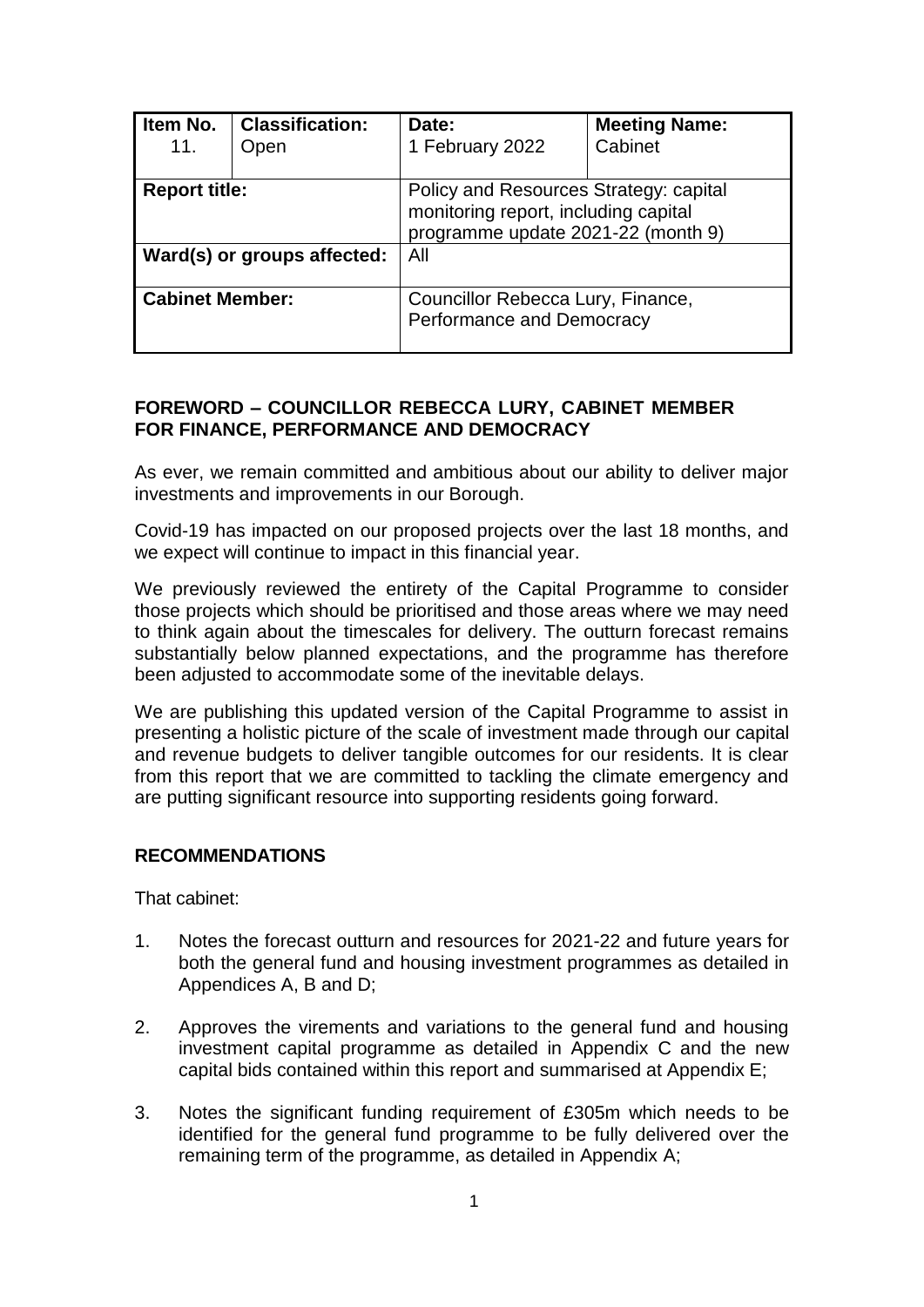| Item No. | Classification: | Date: | Meeting Name: |
| --- | --- | --- | --- |
| 11. | Open | 1 February 2022 | Cabinet |
| **Report title:** | | Policy and Resources Strategy: capital monitoring report, including capital programme update 2021-22 (month 9) | |
| **Ward(s) or groups affected:** | | All | |
| **Cabinet Member:** | | Councillor Rebecca Lury, Finance, Performance and Democracy | |

## FOREWORD – COUNCILLOR REBECCA LURY, CABINET MEMBER FOR FINANCE, PERFORMANCE AND DEMOCRACY

As ever, we remain committed and ambitious about our ability to deliver major investments and improvements in our Borough.

Covid-19 has impacted on our proposed projects over the last 18 months, and we expect will continue to impact in this financial year.

We previously reviewed the entirety of the Capital Programme to consider those projects which should be prioritised and those areas where we may need to think again about the timescales for delivery. The outturn forecast remains substantially below planned expectations, and the programme has therefore been adjusted to accommodate some of the inevitable delays.

We are publishing this updated version of the Capital Programme to assist in presenting a holistic picture of the scale of investment made through our capital and revenue budgets to deliver tangible outcomes for our residents. It is clear from this report that we are committed to tackling the climate emergency and are putting significant resource into supporting residents going forward.

## RECOMMENDATIONS

That cabinet:

1. Notes the forecast outturn and resources for 2021-22 and future years for both the general fund and housing investment programmes as detailed in Appendices A, B and D;
2. Approves the virements and variations to the general fund and housing investment capital programme as detailed in Appendix C and the new capital bids contained within this report and summarised at Appendix E;
3. Notes the significant funding requirement of £305m which needs to be identified for the general fund programme to be fully delivered over the remaining term of the programme, as detailed in Appendix A;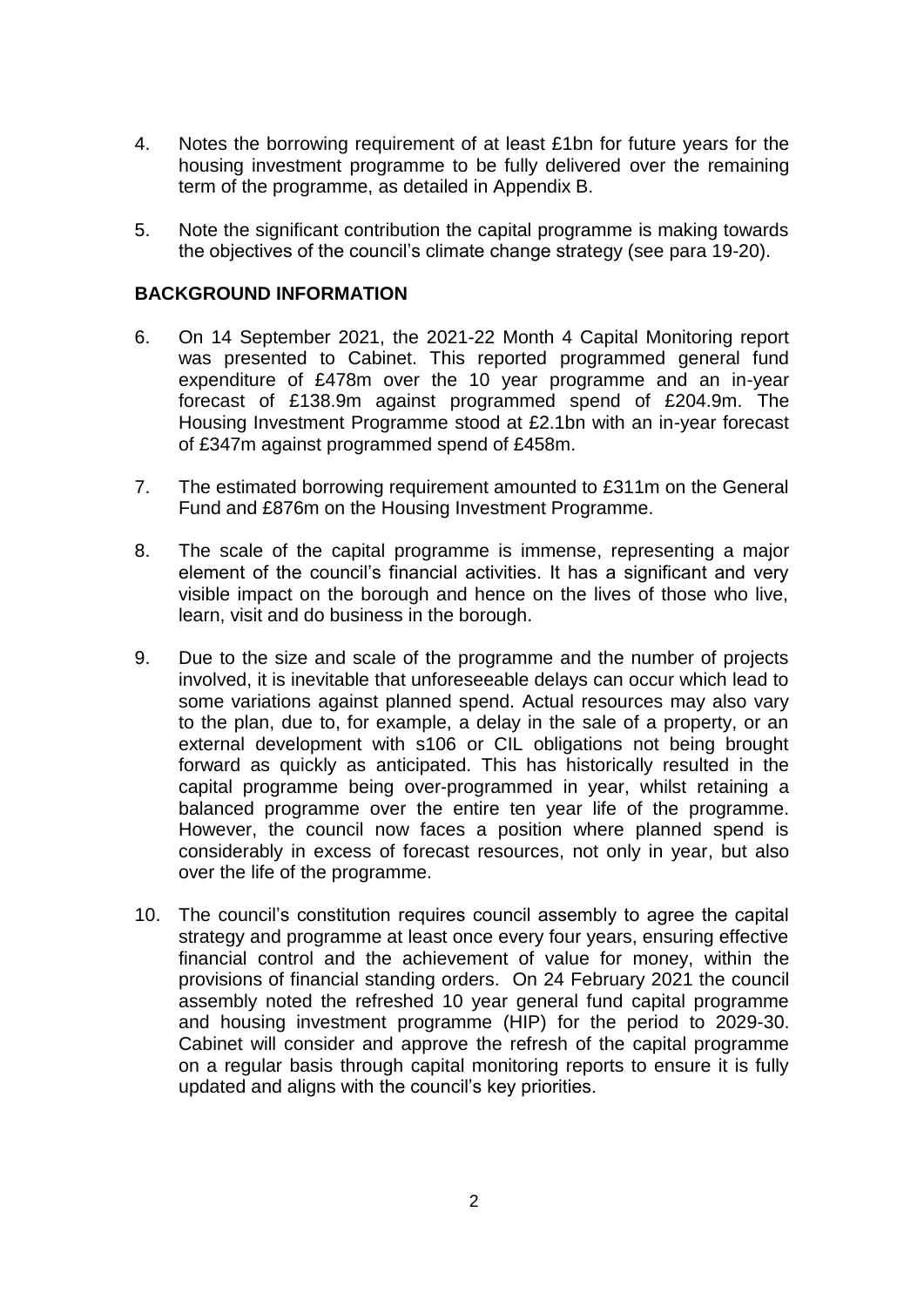4. Notes the borrowing requirement of at least £1bn for future years for the housing investment programme to be fully delivered over the remaining term of the programme, as detailed in Appendix B.

5. Note the significant contribution the capital programme is making towards the objectives of the council's climate change strategy (see para 19-20).

## BACKGROUND INFORMATION

6. On 14 September 2021, the 2021-22 Month 4 Capital Monitoring report was presented to Cabinet. This reported programmed general fund expenditure of £478m over the 10 year programme and an in-year forecast of £138.9m against programmed spend of £204.9m. The Housing Investment Programme stood at £2.1bn with an in-year forecast of £347m against programmed spend of £458m.

7. The estimated borrowing requirement amounted to £311m on the General Fund and £876m on the Housing Investment Programme.

8. The scale of the capital programme is immense, representing a major element of the council's financial activities. It has a significant and very visible impact on the borough and hence on the lives of those who live, learn, visit and do business in the borough.

9. Due to the size and scale of the programme and the number of projects involved, it is inevitable that unforeseeable delays can occur which lead to some variations against planned spend. Actual resources may also vary to the plan, due to, for example, a delay in the sale of a property, or an external development with s106 or CIL obligations not being brought forward as quickly as anticipated. This has historically resulted in the capital programme being over-programmed in year, whilst retaining a balanced programme over the entire ten year life of the programme. However, the council now faces a position where planned spend is considerably in excess of forecast resources, not only in year, but also over the life of the programme.

10. The council's constitution requires council assembly to agree the capital strategy and programme at least once every four years, ensuring effective financial control and the achievement of value for money, within the provisions of financial standing orders. On 24 February 2021 the council assembly noted the refreshed 10 year general fund capital programme and housing investment programme (HIP) for the period to 2029-30. Cabinet will consider and approve the refresh of the capital programme on a regular basis through capital monitoring reports to ensure it is fully updated and aligns with the council's key priorities.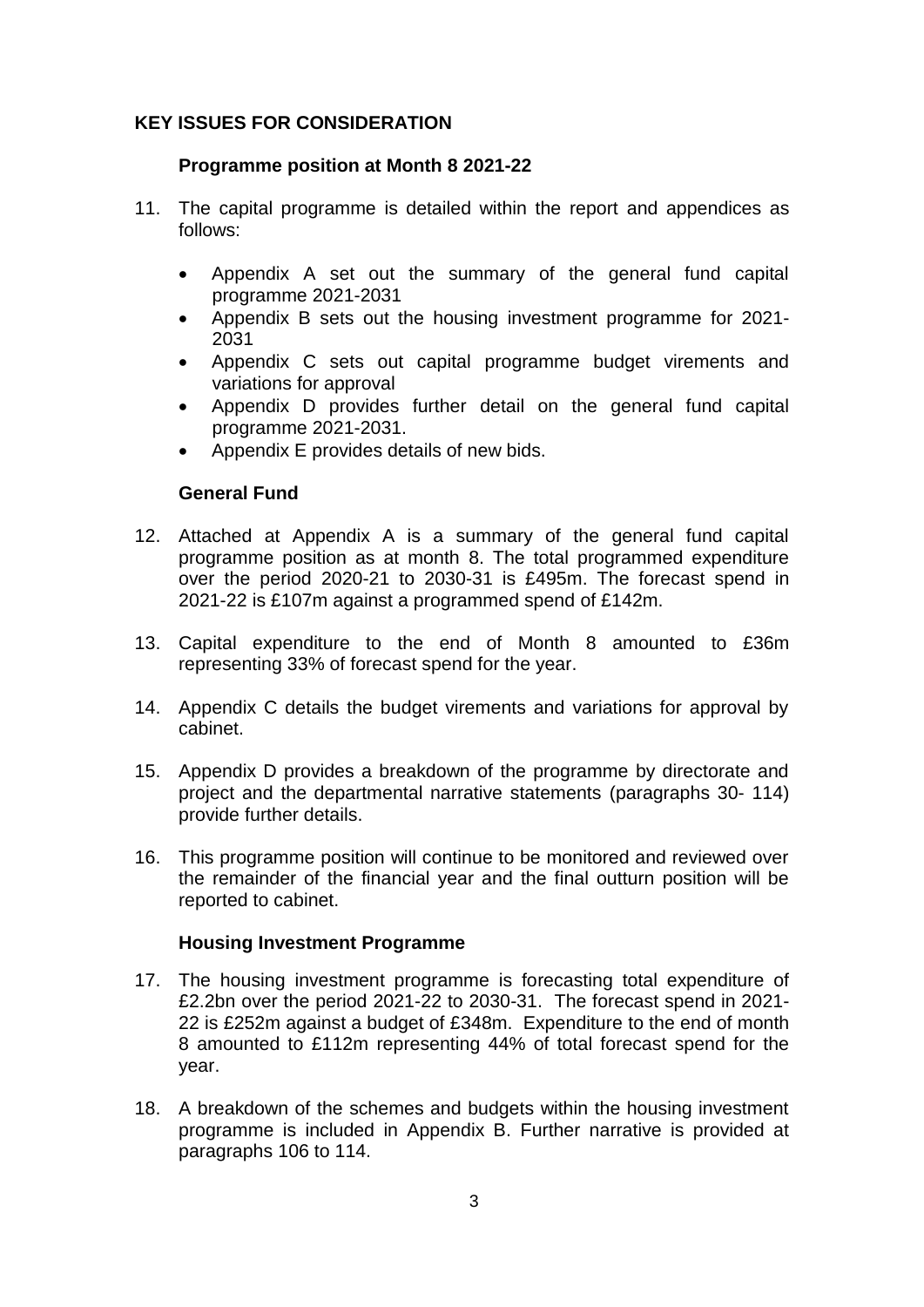## KEY ISSUES FOR CONSIDERATION

### Programme position at Month 8 2021-22

11. The capital programme is detailed within the report and appendices as follows:

    - Appendix A set out the summary of the general fund capital programme 2021-2031
    - Appendix B sets out the housing investment programme for 2021-2031
    - Appendix C sets out capital programme budget virements and variations for approval
    - Appendix D provides further detail on the general fund capital programme 2021-2031.
    - Appendix E provides details of new bids.

### General Fund

12. Attached at Appendix A is a summary of the general fund capital programme position as at month 8. The total programmed expenditure over the period 2020-21 to 2030-31 is £495m. The forecast spend in 2021-22 is £107m against a programmed spend of £142m.

13. Capital expenditure to the end of Month 8 amounted to £36m representing 33% of forecast spend for the year.

14. Appendix C details the budget virements and variations for approval by cabinet.

15. Appendix D provides a breakdown of the programme by directorate and project and the departmental narrative statements (paragraphs 30- 114) provide further details.

16. This programme position will continue to be monitored and reviewed over the remainder of the financial year and the final outturn position will be reported to cabinet.

### Housing Investment Programme

17. The housing investment programme is forecasting total expenditure of £2.2bn over the period 2021-22 to 2030-31. The forecast spend in 2021-22 is £252m against a budget of £348m. Expenditure to the end of month 8 amounted to £112m representing 44% of total forecast spend for the year.

18. A breakdown of the schemes and budgets within the housing investment programme is included in Appendix B. Further narrative is provided at paragraphs 106 to 114.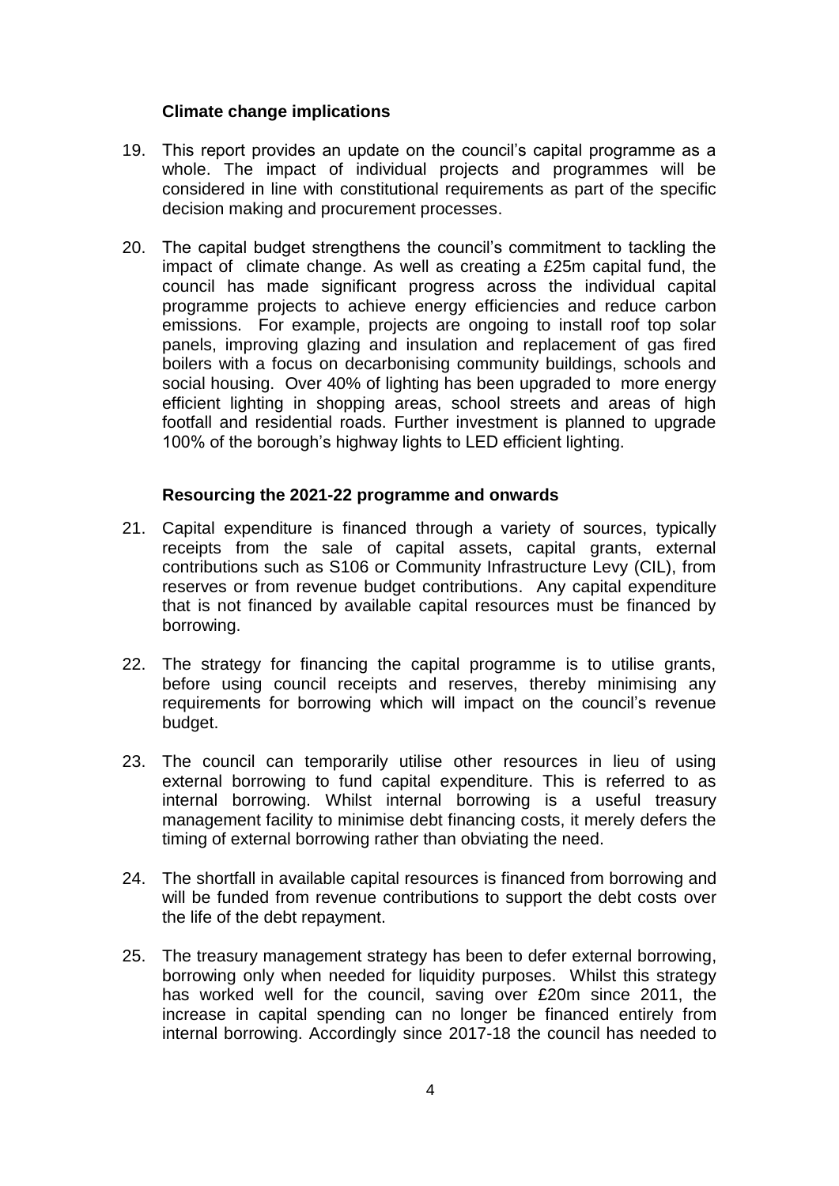### Climate change implications

19. This report provides an update on the council's capital programme as a whole. The impact of individual projects and programmes will be considered in line with constitutional requirements as part of the specific decision making and procurement processes.

20. The capital budget strengthens the council's commitment to tackling the impact of climate change. As well as creating a £25m capital fund, the council has made significant progress across the individual capital programme projects to achieve energy efficiencies and reduce carbon emissions. For example, projects are ongoing to install roof top solar panels, improving glazing and insulation and replacement of gas fired boilers with a focus on decarbonising community buildings, schools and social housing. Over 40% of lighting has been upgraded to more energy efficient lighting in shopping areas, school streets and areas of high footfall and residential roads. Further investment is planned to upgrade 100% of the borough's highway lights to LED efficient lighting.

### Resourcing the 2021-22 programme and onwards

21. Capital expenditure is financed through a variety of sources, typically receipts from the sale of capital assets, capital grants, external contributions such as S106 or Community Infrastructure Levy (CIL), from reserves or from revenue budget contributions. Any capital expenditure that is not financed by available capital resources must be financed by borrowing.

22. The strategy for financing the capital programme is to utilise grants, before using council receipts and reserves, thereby minimising any requirements for borrowing which will impact on the council's revenue budget.

23. The council can temporarily utilise other resources in lieu of using external borrowing to fund capital expenditure. This is referred to as internal borrowing. Whilst internal borrowing is a useful treasury management facility to minimise debt financing costs, it merely defers the timing of external borrowing rather than obviating the need.

24. The shortfall in available capital resources is financed from borrowing and will be funded from revenue contributions to support the debt costs over the life of the debt repayment.

25. The treasury management strategy has been to defer external borrowing, borrowing only when needed for liquidity purposes. Whilst this strategy has worked well for the council, saving over £20m since 2011, the increase in capital spending can no longer be financed entirely from internal borrowing. Accordingly since 2017-18 the council has needed to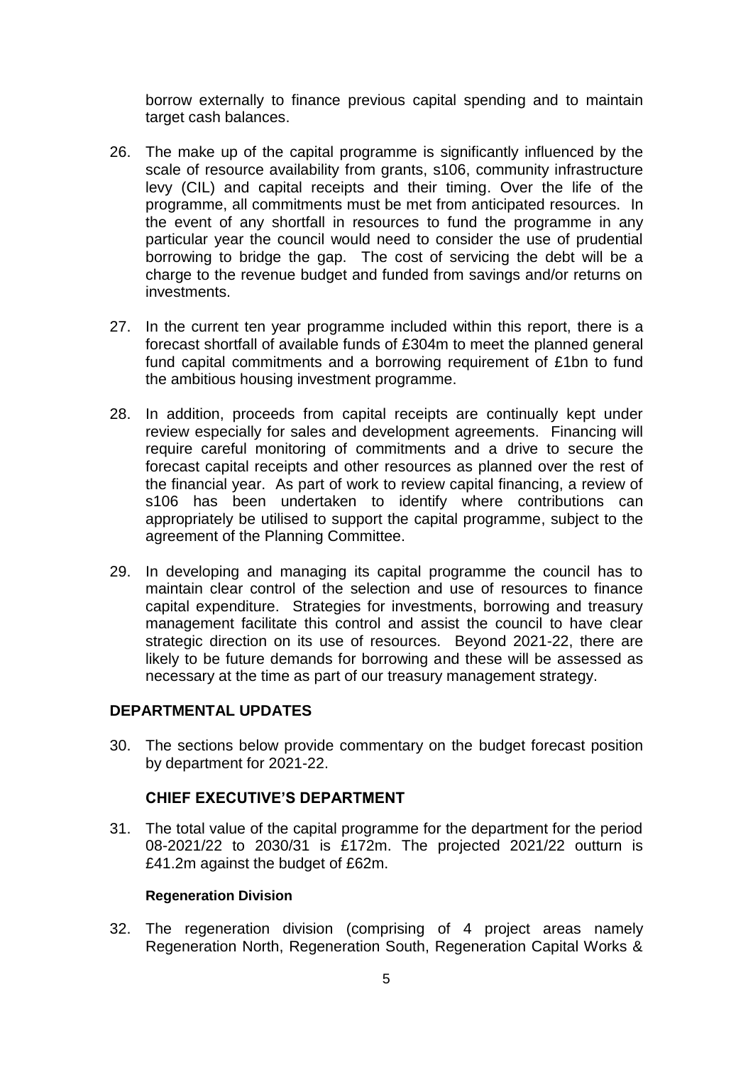borrow externally to finance previous capital spending and to maintain target cash balances.

26. The make up of the capital programme is significantly influenced by the scale of resource availability from grants, s106, community infrastructure levy (CIL) and capital receipts and their timing. Over the life of the programme, all commitments must be met from anticipated resources. In the event of any shortfall in resources to fund the programme in any particular year the council would need to consider the use of prudential borrowing to bridge the gap. The cost of servicing the debt will be a charge to the revenue budget and funded from savings and/or returns on investments.

27. In the current ten year programme included within this report, there is a forecast shortfall of available funds of £304m to meet the planned general fund capital commitments and a borrowing requirement of £1bn to fund the ambitious housing investment programme.

28. In addition, proceeds from capital receipts are continually kept under review especially for sales and development agreements. Financing will require careful monitoring of commitments and a drive to secure the forecast capital receipts and other resources as planned over the rest of the financial year. As part of work to review capital financing, a review of s106 has been undertaken to identify where contributions can appropriately be utilised to support the capital programme, subject to the agreement of the Planning Committee.

29. In developing and managing its capital programme the council has to maintain clear control of the selection and use of resources to finance capital expenditure. Strategies for investments, borrowing and treasury management facilitate this control and assist the council to have clear strategic direction on its use of resources. Beyond 2021-22, there are likely to be future demands for borrowing and these will be assessed as necessary at the time as part of our treasury management strategy.

## DEPARTMENTAL UPDATES

30. The sections below provide commentary on the budget forecast position by department for 2021-22.

### CHIEF EXECUTIVE'S DEPARTMENT

31. The total value of the capital programme for the department for the period 08-2021/22 to 2030/31 is £172m. The projected 2021/22 outturn is £41.2m against the budget of £62m.

#### Regeneration Division

32. The regeneration division (comprising of 4 project areas namely Regeneration North, Regeneration South, Regeneration Capital Works &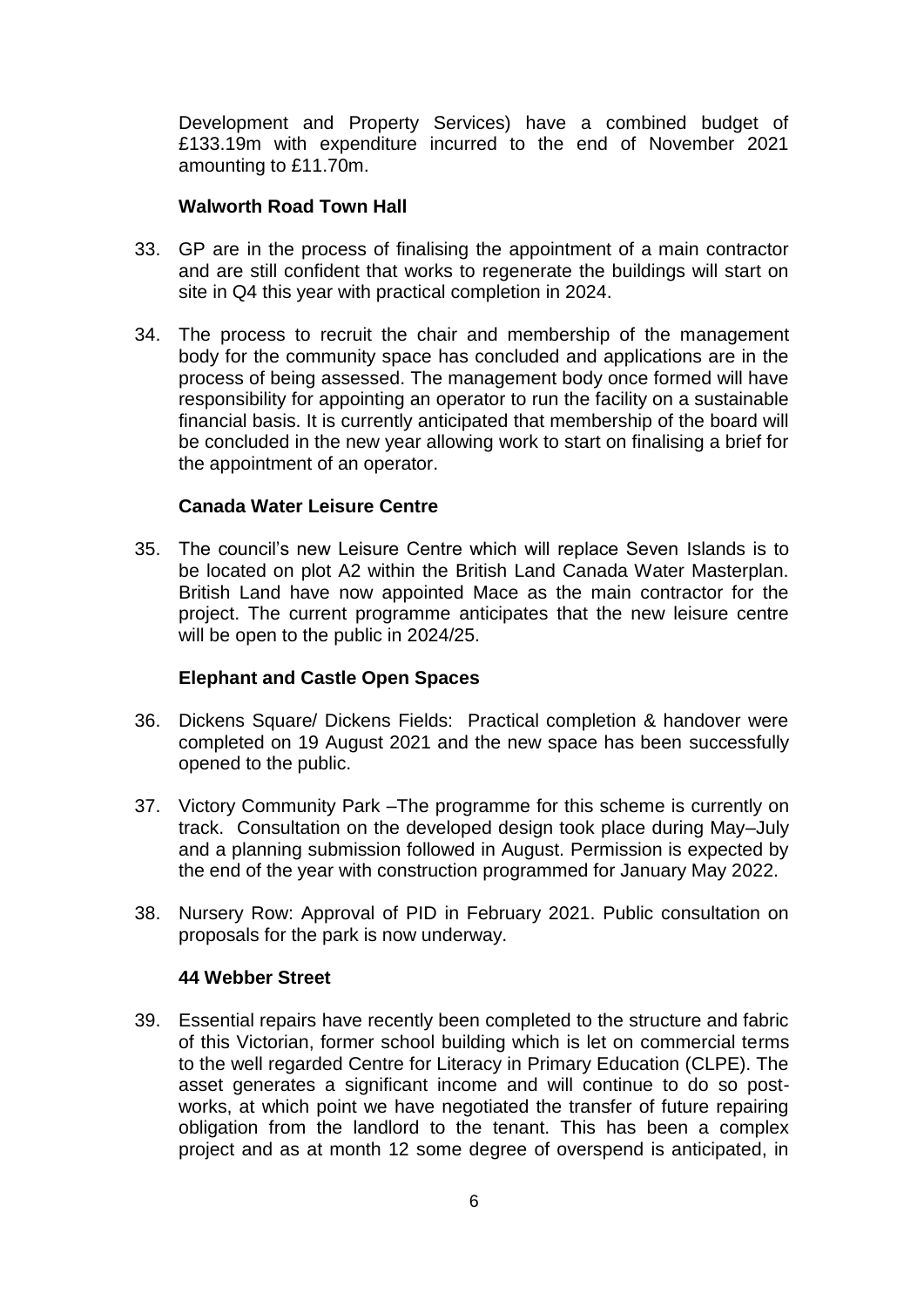Development and Property Services) have a combined budget of £133.19m with expenditure incurred to the end of November 2021 amounting to £11.70m.

### Walworth Road Town Hall

33. GP are in the process of finalising the appointment of a main contractor and are still confident that works to regenerate the buildings will start on site in Q4 this year with practical completion in 2024.

34. The process to recruit the chair and membership of the management body for the community space has concluded and applications are in the process of being assessed. The management body once formed will have responsibility for appointing an operator to run the facility on a sustainable financial basis. It is currently anticipated that membership of the board will be concluded in the new year allowing work to start on finalising a brief for the appointment of an operator.

### Canada Water Leisure Centre

35. The council's new Leisure Centre which will replace Seven Islands is to be located on plot A2 within the British Land Canada Water Masterplan. British Land have now appointed Mace as the main contractor for the project. The current programme anticipates that the new leisure centre will be open to the public in 2024/25.

### Elephant and Castle Open Spaces

36. Dickens Square/ Dickens Fields: Practical completion & handover were completed on 19 August 2021 and the new space has been successfully opened to the public.

37. Victory Community Park –The programme for this scheme is currently on track. Consultation on the developed design took place during May–July and a planning submission followed in August. Permission is expected by the end of the year with construction programmed for January May 2022.

38. Nursery Row: Approval of PID in February 2021. Public consultation on proposals for the park is now underway.

### 44 Webber Street

39. Essential repairs have recently been completed to the structure and fabric of this Victorian, former school building which is let on commercial terms to the well regarded Centre for Literacy in Primary Education (CLPE). The asset generates a significant income and will continue to do so post-works, at which point we have negotiated the transfer of future repairing obligation from the landlord to the tenant. This has been a complex project and as at month 12 some degree of overspend is anticipated, in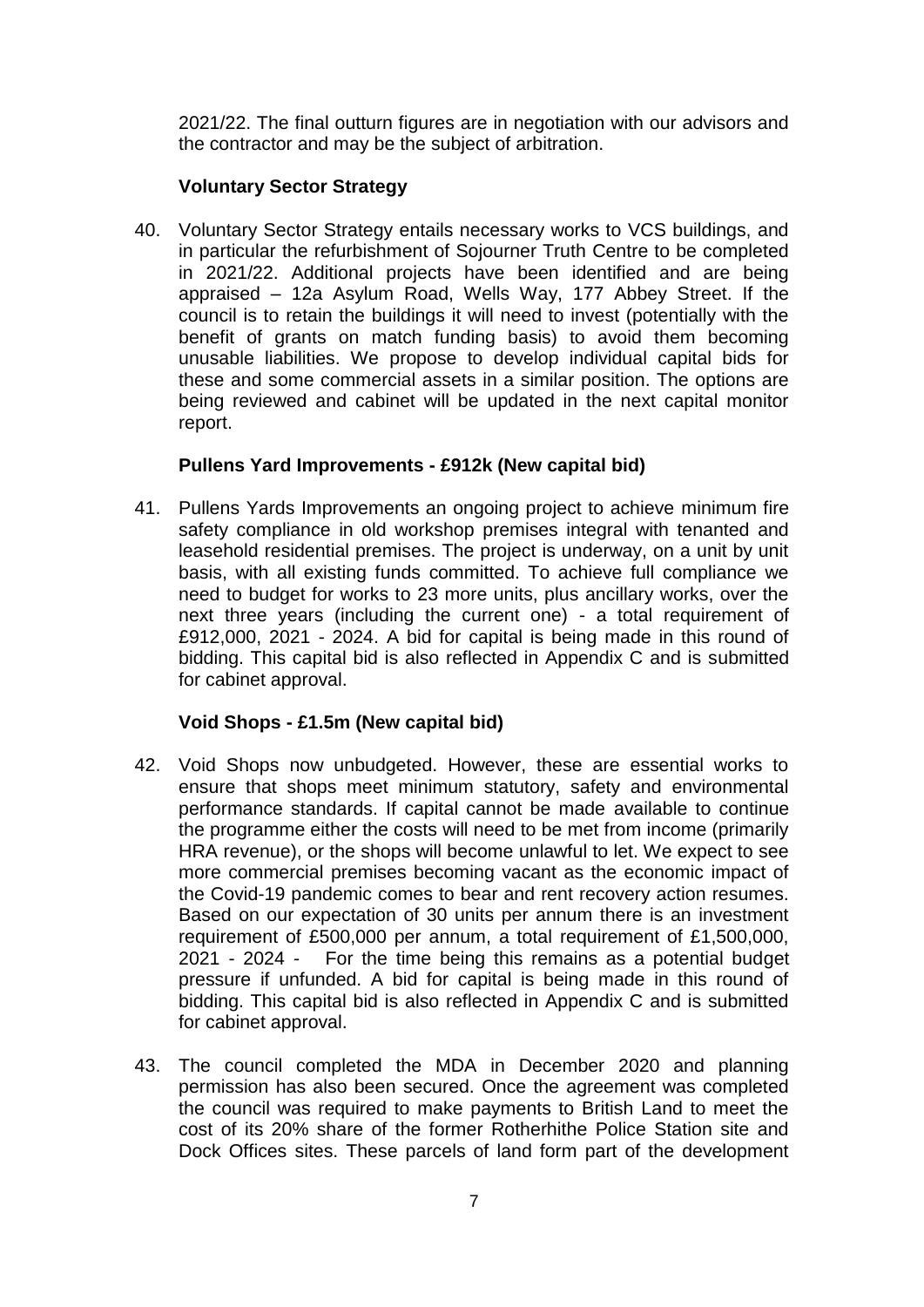2021/22. The final outturn figures are in negotiation with our advisors and the contractor and may be the subject of arbitration.

**Voluntary Sector Strategy**

40. Voluntary Sector Strategy entails necessary works to VCS buildings, and in particular the refurbishment of Sojourner Truth Centre to be completed in 2021/22. Additional projects have been identified and are being appraised – 12a Asylum Road, Wells Way, 177 Abbey Street. If the council is to retain the buildings it will need to invest (potentially with the benefit of grants on match funding basis) to avoid them becoming unusable liabilities. We propose to develop individual capital bids for these and some commercial assets in a similar position. The options are being reviewed and cabinet will be updated in the next capital monitor report.

**Pullens Yard Improvements - £912k (New capital bid)**

41. Pullens Yards Improvements an ongoing project to achieve minimum fire safety compliance in old workshop premises integral with tenanted and leasehold residential premises. The project is underway, on a unit by unit basis, with all existing funds committed. To achieve full compliance we need to budget for works to 23 more units, plus ancillary works, over the next three years (including the current one) - a total requirement of £912,000, 2021 - 2024. A bid for capital is being made in this round of bidding. This capital bid is also reflected in Appendix C and is submitted for cabinet approval.

**Void Shops - £1.5m (New capital bid)**

42. Void Shops now unbudgeted. However, these are essential works to ensure that shops meet minimum statutory, safety and environmental performance standards. If capital cannot be made available to continue the programme either the costs will need to be met from income (primarily HRA revenue), or the shops will become unlawful to let. We expect to see more commercial premises becoming vacant as the economic impact of the Covid-19 pandemic comes to bear and rent recovery action resumes. Based on our expectation of 30 units per annum there is an investment requirement of £500,000 per annum, a total requirement of £1,500,000, 2021 - 2024 - For the time being this remains as a potential budget pressure if unfunded. A bid for capital is being made in this round of bidding. This capital bid is also reflected in Appendix C and is submitted for cabinet approval.

43. The council completed the MDA in December 2020 and planning permission has also been secured. Once the agreement was completed the council was required to make payments to British Land to meet the cost of its 20% share of the former Rotherhithe Police Station site and Dock Offices sites. These parcels of land form part of the development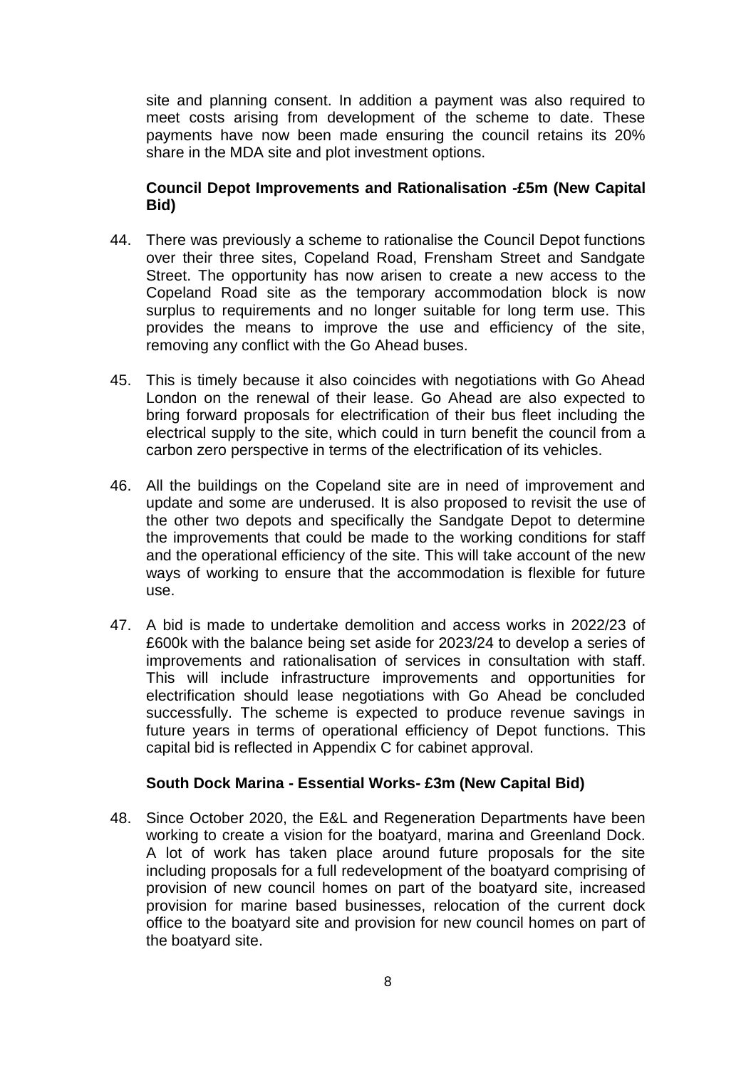site and planning consent. In addition a payment was also required to meet costs arising from development of the scheme to date. These payments have now been made ensuring the council retains its 20% share in the MDA site and plot investment options.

**Council Depot Improvements and Rationalisation -£5m (New Capital Bid)**

44. There was previously a scheme to rationalise the Council Depot functions over their three sites, Copeland Road, Frensham Street and Sandgate Street. The opportunity has now arisen to create a new access to the Copeland Road site as the temporary accommodation block is now surplus to requirements and no longer suitable for long term use. This provides the means to improve the use and efficiency of the site, removing any conflict with the Go Ahead buses.

45. This is timely because it also coincides with negotiations with Go Ahead London on the renewal of their lease. Go Ahead are also expected to bring forward proposals for electrification of their bus fleet including the electrical supply to the site, which could in turn benefit the council from a carbon zero perspective in terms of the electrification of its vehicles.

46. All the buildings on the Copeland site are in need of improvement and update and some are underused. It is also proposed to revisit the use of the other two depots and specifically the Sandgate Depot to determine the improvements that could be made to the working conditions for staff and the operational efficiency of the site. This will take account of the new ways of working to ensure that the accommodation is flexible for future use.

47. A bid is made to undertake demolition and access works in 2022/23 of £600k with the balance being set aside for 2023/24 to develop a series of improvements and rationalisation of services in consultation with staff. This will include infrastructure improvements and opportunities for electrification should lease negotiations with Go Ahead be concluded successfully. The scheme is expected to produce revenue savings in future years in terms of operational efficiency of Depot functions. This capital bid is reflected in Appendix C for cabinet approval.

**South Dock Marina - Essential Works- £3m (New Capital Bid)**

48. Since October 2020, the E&L and Regeneration Departments have been working to create a vision for the boatyard, marina and Greenland Dock. A lot of work has taken place around future proposals for the site including proposals for a full redevelopment of the boatyard comprising of provision of new council homes on part of the boatyard site, increased provision for marine based businesses, relocation of the current dock office to the boatyard site and provision for new council homes on part of the boatyard site.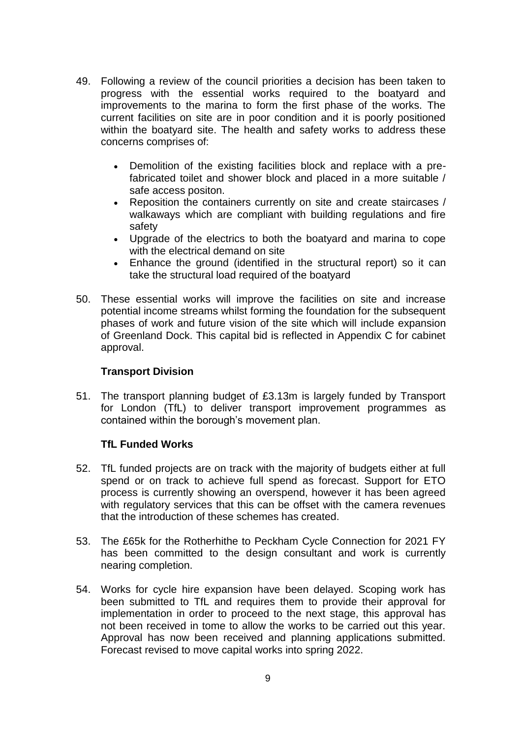49. Following a review of the council priorities a decision has been taken to progress with the essential works required to the boatyard and improvements to the marina to form the first phase of the works. The current facilities on site are in poor condition and it is poorly positioned within the boatyard site. The health and safety works to address these concerns comprises of:

    - Demolition of the existing facilities block and replace with a pre-fabricated toilet and shower block and placed in a more suitable / safe access positon.
    - Reposition the containers currently on site and create staircases / walkaways which are compliant with building regulations and fire safety
    - Upgrade of the electrics to both the boatyard and marina to cope with the electrical demand on site
    - Enhance the ground (identified in the structural report) so it can take the structural load required of the boatyard

50. These essential works will improve the facilities on site and increase potential income streams whilst forming the foundation for the subsequent phases of work and future vision of the site which will include expansion of Greenland Dock. This capital bid is reflected in Appendix C for cabinet approval.

**Transport Division**

51. The transport planning budget of £3.13m is largely funded by Transport for London (TfL) to deliver transport improvement programmes as contained within the borough's movement plan.

**TfL Funded Works**

52. TfL funded projects are on track with the majority of budgets either at full spend or on track to achieve full spend as forecast. Support for ETO process is currently showing an overspend, however it has been agreed with regulatory services that this can be offset with the camera revenues that the introduction of these schemes has created.

53. The £65k for the Rotherhithe to Peckham Cycle Connection for 2021 FY has been committed to the design consultant and work is currently nearing completion.

54. Works for cycle hire expansion have been delayed. Scoping work has been submitted to TfL and requires them to provide their approval for implementation in order to proceed to the next stage, this approval has not been received in tome to allow the works to be carried out this year. Approval has now been received and planning applications submitted. Forecast revised to move capital works into spring 2022.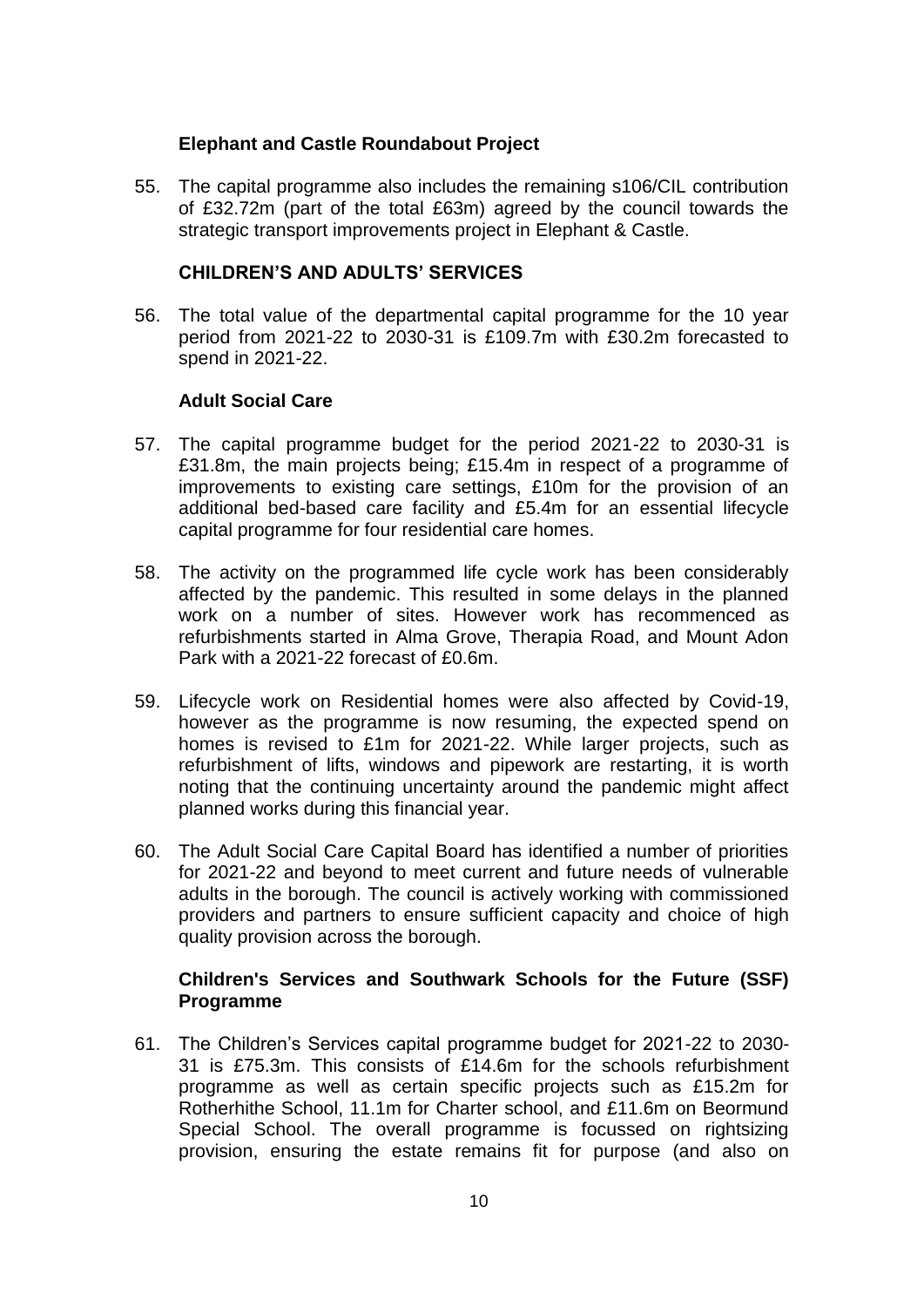### Elephant and Castle Roundabout Project

55. The capital programme also includes the remaining s106/CIL contribution of £32.72m (part of the total £63m) agreed by the council towards the strategic transport improvements project in Elephant & Castle.

## CHILDREN'S AND ADULTS' SERVICES

56. The total value of the departmental capital programme for the 10 year period from 2021-22 to 2030-31 is £109.7m with £30.2m forecasted to spend in 2021-22.

### Adult Social Care

57. The capital programme budget for the period 2021-22 to 2030-31 is £31.8m, the main projects being; £15.4m in respect of a programme of improvements to existing care settings, £10m for the provision of an additional bed-based care facility and £5.4m for an essential lifecycle capital programme for four residential care homes.

58. The activity on the programmed life cycle work has been considerably affected by the pandemic. This resulted in some delays in the planned work on a number of sites. However work has recommenced as refurbishments started in Alma Grove, Therapia Road, and Mount Adon Park with a 2021-22 forecast of £0.6m.

59. Lifecycle work on Residential homes were also affected by Covid-19, however as the programme is now resuming, the expected spend on homes is revised to £1m for 2021-22. While larger projects, such as refurbishment of lifts, windows and pipework are restarting, it is worth noting that the continuing uncertainty around the pandemic might affect planned works during this financial year.

60. The Adult Social Care Capital Board has identified a number of priorities for 2021-22 and beyond to meet current and future needs of vulnerable adults in the borough. The council is actively working with commissioned providers and partners to ensure sufficient capacity and choice of high quality provision across the borough.

### Children's Services and Southwark Schools for the Future (SSF) Programme

61. The Children's Services capital programme budget for 2021-22 to 2030-31 is £75.3m. This consists of £14.6m for the schools refurbishment programme as well as certain specific projects such as £15.2m for Rotherhithe School, 11.1m for Charter school, and £11.6m on Beormund Special School. The overall programme is focussed on rightsizing provision, ensuring the estate remains fit for purpose (and also on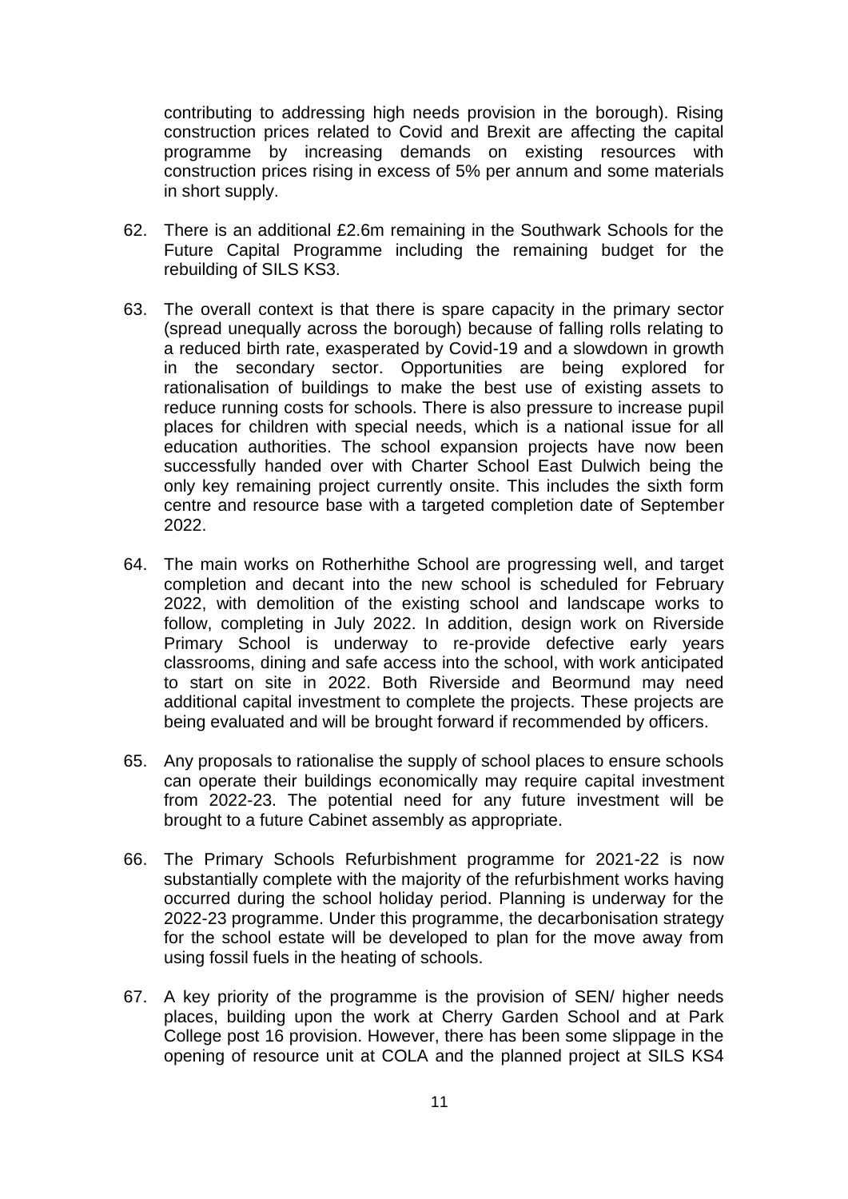contributing to addressing high needs provision in the borough). Rising construction prices related to Covid and Brexit are affecting the capital programme by increasing demands on existing resources with construction prices rising in excess of 5% per annum and some materials in short supply.

62. There is an additional £2.6m remaining in the Southwark Schools for the Future Capital Programme including the remaining budget for the rebuilding of SILS KS3.

63. The overall context is that there is spare capacity in the primary sector (spread unequally across the borough) because of falling rolls relating to a reduced birth rate, exasperated by Covid-19 and a slowdown in growth in the secondary sector. Opportunities are being explored for rationalisation of buildings to make the best use of existing assets to reduce running costs for schools. There is also pressure to increase pupil places for children with special needs, which is a national issue for all education authorities. The school expansion projects have now been successfully handed over with Charter School East Dulwich being the only key remaining project currently onsite. This includes the sixth form centre and resource base with a targeted completion date of September 2022.

64. The main works on Rotherhithe School are progressing well, and target completion and decant into the new school is scheduled for February 2022, with demolition of the existing school and landscape works to follow, completing in July 2022. In addition, design work on Riverside Primary School is underway to re-provide defective early years classrooms, dining and safe access into the school, with work anticipated to start on site in 2022. Both Riverside and Beormund may need additional capital investment to complete the projects. These projects are being evaluated and will be brought forward if recommended by officers.

65. Any proposals to rationalise the supply of school places to ensure schools can operate their buildings economically may require capital investment from 2022-23. The potential need for any future investment will be brought to a future Cabinet assembly as appropriate.

66. The Primary Schools Refurbishment programme for 2021-22 is now substantially complete with the majority of the refurbishment works having occurred during the school holiday period. Planning is underway for the 2022-23 programme. Under this programme, the decarbonisation strategy for the school estate will be developed to plan for the move away from using fossil fuels in the heating of schools.

67. A key priority of the programme is the provision of SEN/ higher needs places, building upon the work at Cherry Garden School and at Park College post 16 provision. However, there has been some slippage in the opening of resource unit at COLA and the planned project at SILS KS4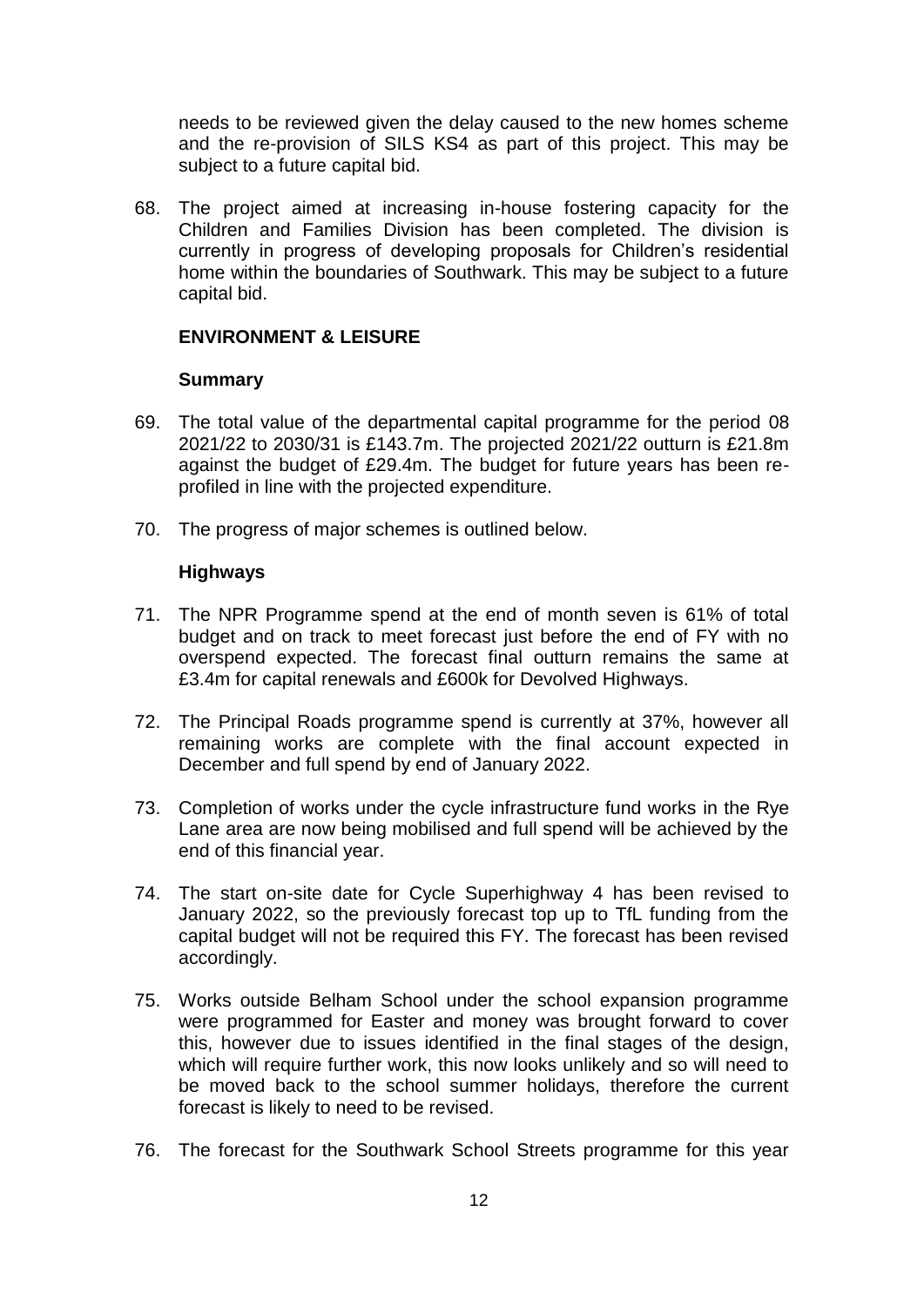needs to be reviewed given the delay caused to the new homes scheme and the re-provision of SILS KS4 as part of this project. This may be subject to a future capital bid.

68. The project aimed at increasing in-house fostering capacity for the Children and Families Division has been completed. The division is currently in progress of developing proposals for Children's residential home within the boundaries of Southwark. This may be subject to a future capital bid.

**ENVIRONMENT & LEISURE**

**Summary**

69. The total value of the departmental capital programme for the period 08 2021/22 to 2030/31 is £143.7m. The projected 2021/22 outturn is £21.8m against the budget of £29.4m. The budget for future years has been re-profiled in line with the projected expenditure.

70. The progress of major schemes is outlined below.

**Highways**

71. The NPR Programme spend at the end of month seven is 61% of total budget and on track to meet forecast just before the end of FY with no overspend expected. The forecast final outturn remains the same at £3.4m for capital renewals and £600k for Devolved Highways.

72. The Principal Roads programme spend is currently at 37%, however all remaining works are complete with the final account expected in December and full spend by end of January 2022.

73. Completion of works under the cycle infrastructure fund works in the Rye Lane area are now being mobilised and full spend will be achieved by the end of this financial year.

74. The start on-site date for Cycle Superhighway 4 has been revised to January 2022, so the previously forecast top up to TfL funding from the capital budget will not be required this FY. The forecast has been revised accordingly.

75. Works outside Belham School under the school expansion programme were programmed for Easter and money was brought forward to cover this, however due to issues identified in the final stages of the design, which will require further work, this now looks unlikely and so will need to be moved back to the school summer holidays, therefore the current forecast is likely to need to be revised.

76. The forecast for the Southwark School Streets programme for this year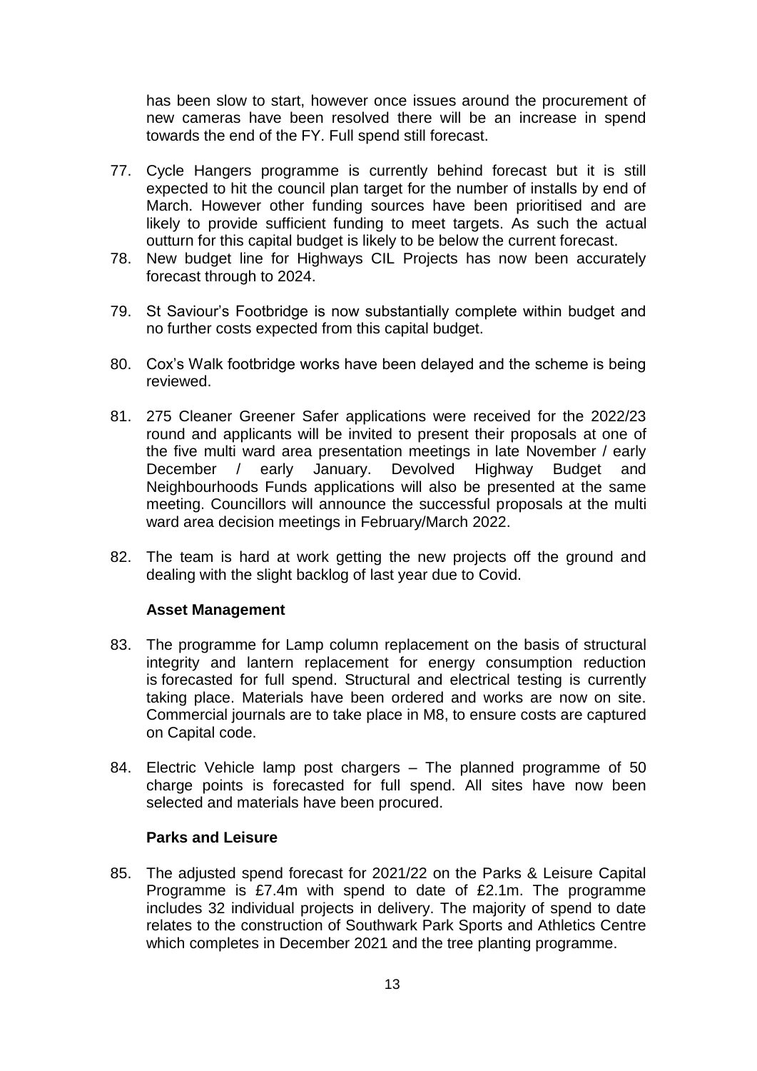has been slow to start, however once issues around the procurement of new cameras have been resolved there will be an increase in spend towards the end of the FY. Full spend still forecast.

77. Cycle Hangers programme is currently behind forecast but it is still expected to hit the council plan target for the number of installs by end of March. However other funding sources have been prioritised and are likely to provide sufficient funding to meet targets. As such the actual outturn for this capital budget is likely to be below the current forecast.
78. New budget line for Highways CIL Projects has now been accurately forecast through to 2024.

79. St Saviour's Footbridge is now substantially complete within budget and no further costs expected from this capital budget.

80. Cox's Walk footbridge works have been delayed and the scheme is being reviewed.

81. 275 Cleaner Greener Safer applications were received for the 2022/23 round and applicants will be invited to present their proposals at one of the five multi ward area presentation meetings in late November / early December / early January. Devolved Highway Budget and Neighbourhoods Funds applications will also be presented at the same meeting. Councillors will announce the successful proposals at the multi ward area decision meetings in February/March 2022.

82. The team is hard at work getting the new projects off the ground and dealing with the slight backlog of last year due to Covid.

**Asset Management**

83. The programme for Lamp column replacement on the basis of structural integrity and lantern replacement for energy consumption reduction is forecasted for full spend. Structural and electrical testing is currently taking place. Materials have been ordered and works are now on site. Commercial journals are to take place in M8, to ensure costs are captured on Capital code.

84. Electric Vehicle lamp post chargers – The planned programme of 50 charge points is forecasted for full spend. All sites have now been selected and materials have been procured.

**Parks and Leisure**

85. The adjusted spend forecast for 2021/22 on the Parks & Leisure Capital Programme is £7.4m with spend to date of £2.1m. The programme includes 32 individual projects in delivery. The majority of spend to date relates to the construction of Southwark Park Sports and Athletics Centre which completes in December 2021 and the tree planting programme.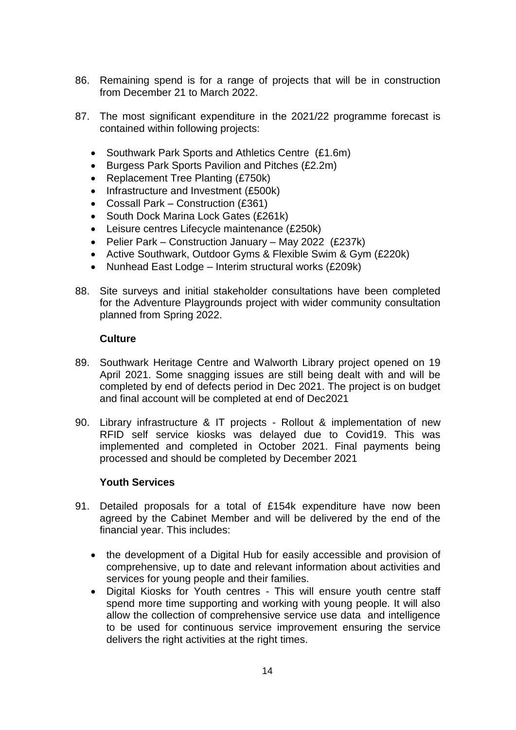86. Remaining spend is for a range of projects that will be in construction from December 21 to March 2022.

87. The most significant expenditure in the 2021/22 programme forecast is contained within following projects:

    - Southwark Park Sports and Athletics Centre (£1.6m)
    - Burgess Park Sports Pavilion and Pitches (£2.2m)
    - Replacement Tree Planting (£750k)
    - Infrastructure and Investment (£500k)
    - Cossall Park – Construction (£361)
    - South Dock Marina Lock Gates (£261k)
    - Leisure centres Lifecycle maintenance (£250k)
    - Pelier Park – Construction January – May 2022 (£237k)
    - Active Southwark, Outdoor Gyms & Flexible Swim & Gym (£220k)
    - Nunhead East Lodge – Interim structural works (£209k)

88. Site surveys and initial stakeholder consultations have been completed for the Adventure Playgrounds project with wider community consultation planned from Spring 2022.

**Culture**

89. Southwark Heritage Centre and Walworth Library project opened on 19 April 2021. Some snagging issues are still being dealt with and will be completed by end of defects period in Dec 2021. The project is on budget and final account will be completed at end of Dec2021

90. Library infrastructure & IT projects - Rollout & implementation of new RFID self service kiosks was delayed due to Covid19. This was implemented and completed in October 2021. Final payments being processed and should be completed by December 2021

**Youth Services**

91. Detailed proposals for a total of £154k expenditure have now been agreed by the Cabinet Member and will be delivered by the end of the financial year. This includes:

    - the development of a Digital Hub for easily accessible and provision of comprehensive, up to date and relevant information about activities and services for young people and their families.
    - Digital Kiosks for Youth centres - This will ensure youth centre staff spend more time supporting and working with young people. It will also allow the collection of comprehensive service use data and intelligence to be used for continuous service improvement ensuring the service delivers the right activities at the right times.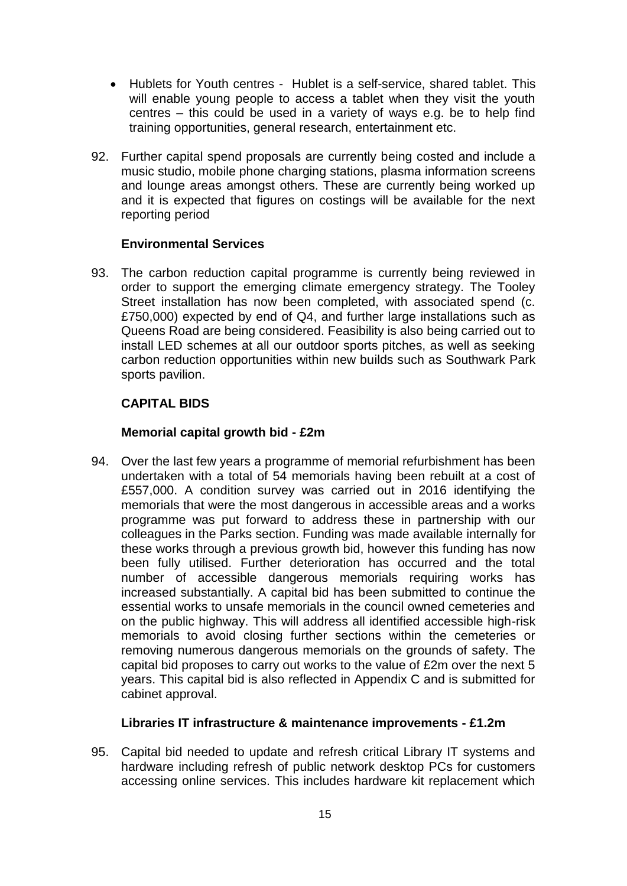- Hublets for Youth centres - Hublet is a self-service, shared tablet. This will enable young people to access a tablet when they visit the youth centres – this could be used in a variety of ways e.g. be to help find training opportunities, general research, entertainment etc.

92. Further capital spend proposals are currently being costed and include a music studio, mobile phone charging stations, plasma information screens and lounge areas amongst others. These are currently being worked up and it is expected that figures on costings will be available for the next reporting period

**Environmental Services**

93. The carbon reduction capital programme is currently being reviewed in order to support the emerging climate emergency strategy. The Tooley Street installation has now been completed, with associated spend (c. £750,000) expected by end of Q4, and further large installations such as Queens Road are being considered. Feasibility is also being carried out to install LED schemes at all our outdoor sports pitches, as well as seeking carbon reduction opportunities within new builds such as Southwark Park sports pavilion.

**CAPITAL BIDS**

**Memorial capital growth bid - £2m**

94. Over the last few years a programme of memorial refurbishment has been undertaken with a total of 54 memorials having been rebuilt at a cost of £557,000. A condition survey was carried out in 2016 identifying the memorials that were the most dangerous in accessible areas and a works programme was put forward to address these in partnership with our colleagues in the Parks section. Funding was made available internally for these works through a previous growth bid, however this funding has now been fully utilised. Further deterioration has occurred and the total number of accessible dangerous memorials requiring works has increased substantially. A capital bid has been submitted to continue the essential works to unsafe memorials in the council owned cemeteries and on the public highway. This will address all identified accessible high-risk memorials to avoid closing further sections within the cemeteries or removing numerous dangerous memorials on the grounds of safety. The capital bid proposes to carry out works to the value of £2m over the next 5 years. This capital bid is also reflected in Appendix C and is submitted for cabinet approval.

**Libraries IT infrastructure & maintenance improvements - £1.2m**

95. Capital bid needed to update and refresh critical Library IT systems and hardware including refresh of public network desktop PCs for customers accessing online services. This includes hardware kit replacement which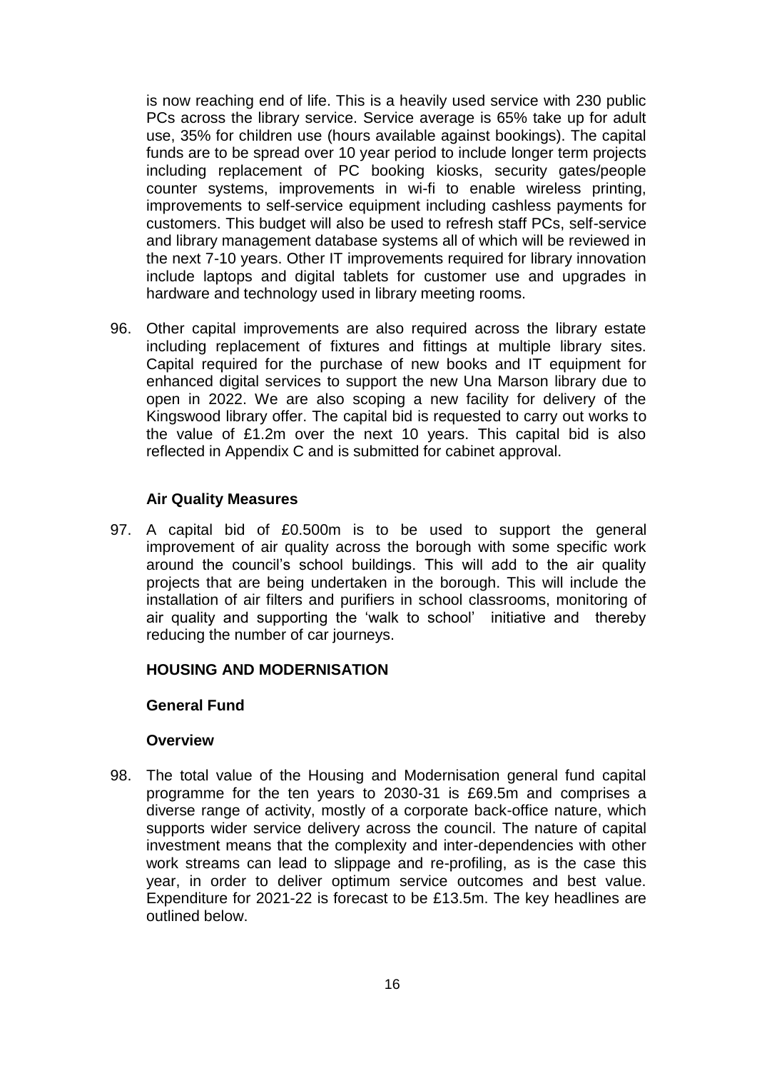is now reaching end of life. This is a heavily used service with 230 public PCs across the library service. Service average is 65% take up for adult use, 35% for children use (hours available against bookings). The capital funds are to be spread over 10 year period to include longer term projects including replacement of PC booking kiosks, security gates/people counter systems, improvements in wi-fi to enable wireless printing, improvements to self-service equipment including cashless payments for customers. This budget will also be used to refresh staff PCs, self-service and library management database systems all of which will be reviewed in the next 7-10 years. Other IT improvements required for library innovation include laptops and digital tablets for customer use and upgrades in hardware and technology used in library meeting rooms.

96. Other capital improvements are also required across the library estate including replacement of fixtures and fittings at multiple library sites. Capital required for the purchase of new books and IT equipment for enhanced digital services to support the new Una Marson library due to open in 2022. We are also scoping a new facility for delivery of the Kingswood library offer. The capital bid is requested to carry out works to the value of £1.2m over the next 10 years. This capital bid is also reflected in Appendix C and is submitted for cabinet approval.

**Air Quality Measures**

97. A capital bid of £0.500m is to be used to support the general improvement of air quality across the borough with some specific work around the council's school buildings. This will add to the air quality projects that are being undertaken in the borough. This will include the installation of air filters and purifiers in school classrooms, monitoring of air quality and supporting the 'walk to school' initiative and thereby reducing the number of car journeys.

## HOUSING AND MODERNISATION

### General Fund

**Overview**

98. The total value of the Housing and Modernisation general fund capital programme for the ten years to 2030-31 is £69.5m and comprises a diverse range of activity, mostly of a corporate back-office nature, which supports wider service delivery across the council. The nature of capital investment means that the complexity and inter-dependencies with other work streams can lead to slippage and re-profiling, as is the case this year, in order to deliver optimum service outcomes and best value. Expenditure for 2021-22 is forecast to be £13.5m. The key headlines are outlined below.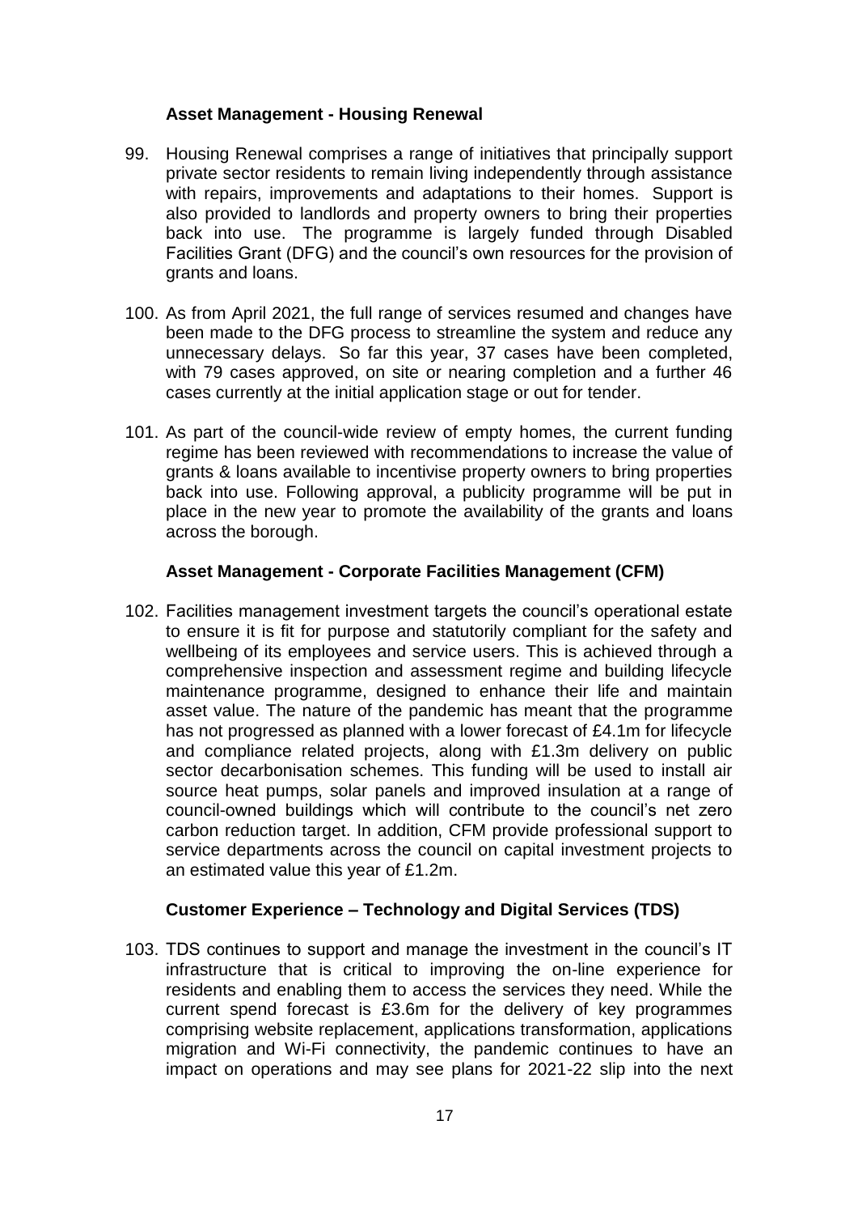### Asset Management - Housing Renewal

99. Housing Renewal comprises a range of initiatives that principally support private sector residents to remain living independently through assistance with repairs, improvements and adaptations to their homes. Support is also provided to landlords and property owners to bring their properties back into use. The programme is largely funded through Disabled Facilities Grant (DFG) and the council's own resources for the provision of grants and loans.

100. As from April 2021, the full range of services resumed and changes have been made to the DFG process to streamline the system and reduce any unnecessary delays. So far this year, 37 cases have been completed, with 79 cases approved, on site or nearing completion and a further 46 cases currently at the initial application stage or out for tender.

101. As part of the council-wide review of empty homes, the current funding regime has been reviewed with recommendations to increase the value of grants & loans available to incentivise property owners to bring properties back into use. Following approval, a publicity programme will be put in place in the new year to promote the availability of the grants and loans across the borough.

### Asset Management - Corporate Facilities Management (CFM)

102. Facilities management investment targets the council's operational estate to ensure it is fit for purpose and statutorily compliant for the safety and wellbeing of its employees and service users. This is achieved through a comprehensive inspection and assessment regime and building lifecycle maintenance programme, designed to enhance their life and maintain asset value. The nature of the pandemic has meant that the programme has not progressed as planned with a lower forecast of £4.1m for lifecycle and compliance related projects, along with £1.3m delivery on public sector decarbonisation schemes. This funding will be used to install air source heat pumps, solar panels and improved insulation at a range of council-owned buildings which will contribute to the council's net zero carbon reduction target. In addition, CFM provide professional support to service departments across the council on capital investment projects to an estimated value this year of £1.2m.

### Customer Experience – Technology and Digital Services (TDS)

103. TDS continues to support and manage the investment in the council's IT infrastructure that is critical to improving the on-line experience for residents and enabling them to access the services they need. While the current spend forecast is £3.6m for the delivery of key programmes comprising website replacement, applications transformation, applications migration and Wi-Fi connectivity, the pandemic continues to have an impact on operations and may see plans for 2021-22 slip into the next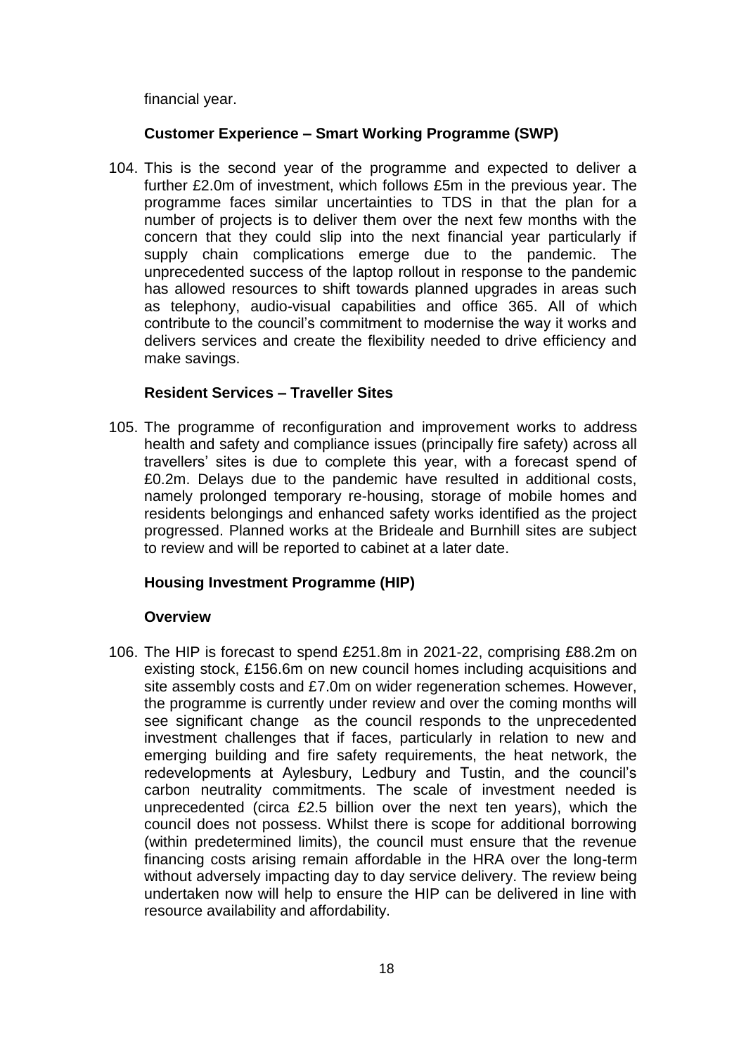financial year.

### Customer Experience – Smart Working Programme (SWP)

104. This is the second year of the programme and expected to deliver a further £2.0m of investment, which follows £5m in the previous year. The programme faces similar uncertainties to TDS in that the plan for a number of projects is to deliver them over the next few months with the concern that they could slip into the next financial year particularly if supply chain complications emerge due to the pandemic. The unprecedented success of the laptop rollout in response to the pandemic has allowed resources to shift towards planned upgrades in areas such as telephony, audio-visual capabilities and office 365. All of which contribute to the council's commitment to modernise the way it works and delivers services and create the flexibility needed to drive efficiency and make savings.

### Resident Services – Traveller Sites

105. The programme of reconfiguration and improvement works to address health and safety and compliance issues (principally fire safety) across all travellers' sites is due to complete this year, with a forecast spend of £0.2m. Delays due to the pandemic have resulted in additional costs, namely prolonged temporary re-housing, storage of mobile homes and residents belongings and enhanced safety works identified as the project progressed. Planned works at the Brideale and Burnhill sites are subject to review and will be reported to cabinet at a later date.

### Housing Investment Programme (HIP)

#### Overview

106. The HIP is forecast to spend £251.8m in 2021-22, comprising £88.2m on existing stock, £156.6m on new council homes including acquisitions and site assembly costs and £7.0m on wider regeneration schemes. However, the programme is currently under review and over the coming months will see significant change as the council responds to the unprecedented investment challenges that if faces, particularly in relation to new and emerging building and fire safety requirements, the heat network, the redevelopments at Aylesbury, Ledbury and Tustin, and the council's carbon neutrality commitments. The scale of investment needed is unprecedented (circa £2.5 billion over the next ten years), which the council does not possess. Whilst there is scope for additional borrowing (within predetermined limits), the council must ensure that the revenue financing costs arising remain affordable in the HRA over the long-term without adversely impacting day to day service delivery. The review being undertaken now will help to ensure the HIP can be delivered in line with resource availability and affordability.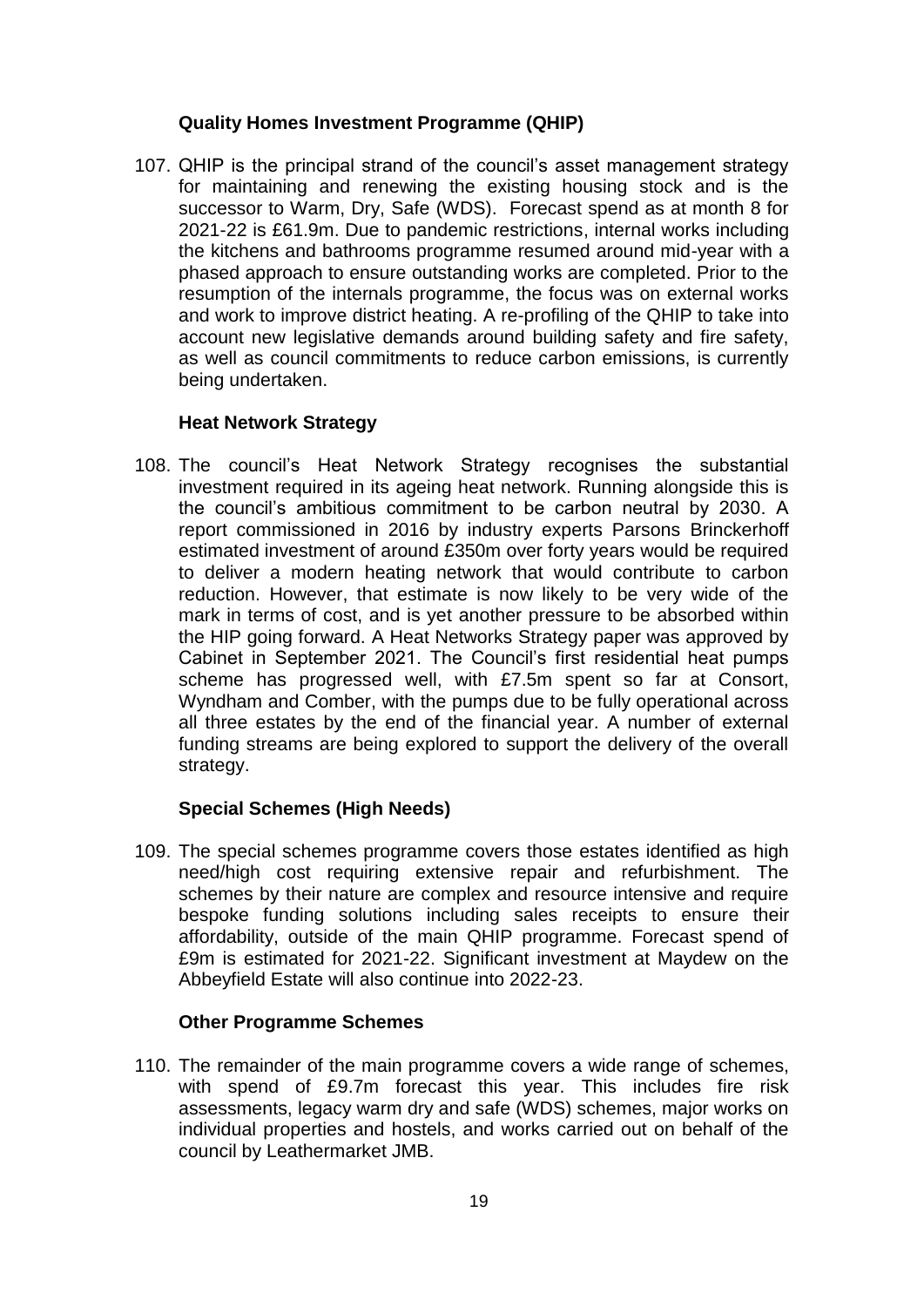**Quality Homes Investment Programme (QHIP)**

107. QHIP is the principal strand of the council's asset management strategy for maintaining and renewing the existing housing stock and is the successor to Warm, Dry, Safe (WDS). Forecast spend as at month 8 for 2021-22 is £61.9m. Due to pandemic restrictions, internal works including the kitchens and bathrooms programme resumed around mid-year with a phased approach to ensure outstanding works are completed. Prior to the resumption of the internals programme, the focus was on external works and work to improve district heating. A re-profiling of the QHIP to take into account new legislative demands around building safety and fire safety, as well as council commitments to reduce carbon emissions, is currently being undertaken.

**Heat Network Strategy**

108. The council's Heat Network Strategy recognises the substantial investment required in its ageing heat network. Running alongside this is the council's ambitious commitment to be carbon neutral by 2030. A report commissioned in 2016 by industry experts Parsons Brinckerhoff estimated investment of around £350m over forty years would be required to deliver a modern heating network that would contribute to carbon reduction. However, that estimate is now likely to be very wide of the mark in terms of cost, and is yet another pressure to be absorbed within the HIP going forward. A Heat Networks Strategy paper was approved by Cabinet in September 2021. The Council's first residential heat pumps scheme has progressed well, with £7.5m spent so far at Consort, Wyndham and Comber, with the pumps due to be fully operational across all three estates by the end of the financial year. A number of external funding streams are being explored to support the delivery of the overall strategy.

**Special Schemes (High Needs)**

109. The special schemes programme covers those estates identified as high need/high cost requiring extensive repair and refurbishment. The schemes by their nature are complex and resource intensive and require bespoke funding solutions including sales receipts to ensure their affordability, outside of the main QHIP programme. Forecast spend of £9m is estimated for 2021-22. Significant investment at Maydew on the Abbeyfield Estate will also continue into 2022-23.

**Other Programme Schemes**

110. The remainder of the main programme covers a wide range of schemes, with spend of £9.7m forecast this year. This includes fire risk assessments, legacy warm dry and safe (WDS) schemes, major works on individual properties and hostels, and works carried out on behalf of the council by Leathermarket JMB.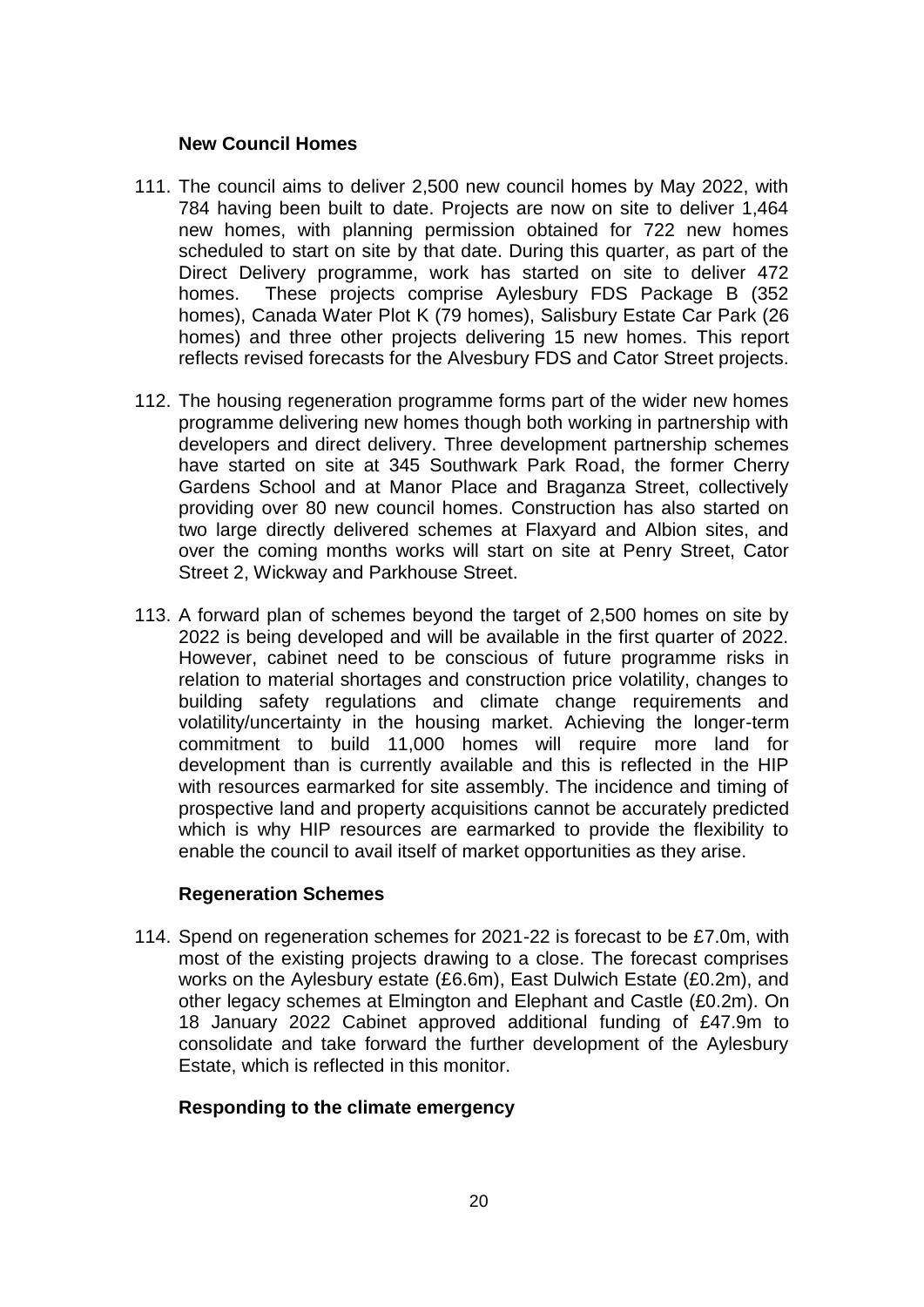### New Council Homes

111. The council aims to deliver 2,500 new council homes by May 2022, with 784 having been built to date. Projects are now on site to deliver 1,464 new homes, with planning permission obtained for 722 new homes scheduled to start on site by that date. During this quarter, as part of the Direct Delivery programme, work has started on site to deliver 472 homes. These projects comprise Aylesbury FDS Package B (352 homes), Canada Water Plot K (79 homes), Salisbury Estate Car Park (26 homes) and three other projects delivering 15 new homes. This report reflects revised forecasts for the Alvesbury FDS and Cator Street projects.

112. The housing regeneration programme forms part of the wider new homes programme delivering new homes though both working in partnership with developers and direct delivery. Three development partnership schemes have started on site at 345 Southwark Park Road, the former Cherry Gardens School and at Manor Place and Braganza Street, collectively providing over 80 new council homes. Construction has also started on two large directly delivered schemes at Flaxyard and Albion sites, and over the coming months works will start on site at Penry Street, Cator Street 2, Wickway and Parkhouse Street.

113. A forward plan of schemes beyond the target of 2,500 homes on site by 2022 is being developed and will be available in the first quarter of 2022. However, cabinet need to be conscious of future programme risks in relation to material shortages and construction price volatility, changes to building safety regulations and climate change requirements and volatility/uncertainty in the housing market. Achieving the longer-term commitment to build 11,000 homes will require more land for development than is currently available and this is reflected in the HIP with resources earmarked for site assembly. The incidence and timing of prospective land and property acquisitions cannot be accurately predicted which is why HIP resources are earmarked to provide the flexibility to enable the council to avail itself of market opportunities as they arise.

### Regeneration Schemes

114. Spend on regeneration schemes for 2021-22 is forecast to be £7.0m, with most of the existing projects drawing to a close. The forecast comprises works on the Aylesbury estate (£6.6m), East Dulwich Estate (£0.2m), and other legacy schemes at Elmington and Elephant and Castle (£0.2m). On 18 January 2022 Cabinet approved additional funding of £47.9m to consolidate and take forward the further development of the Aylesbury Estate, which is reflected in this monitor.

### Responding to the climate emergency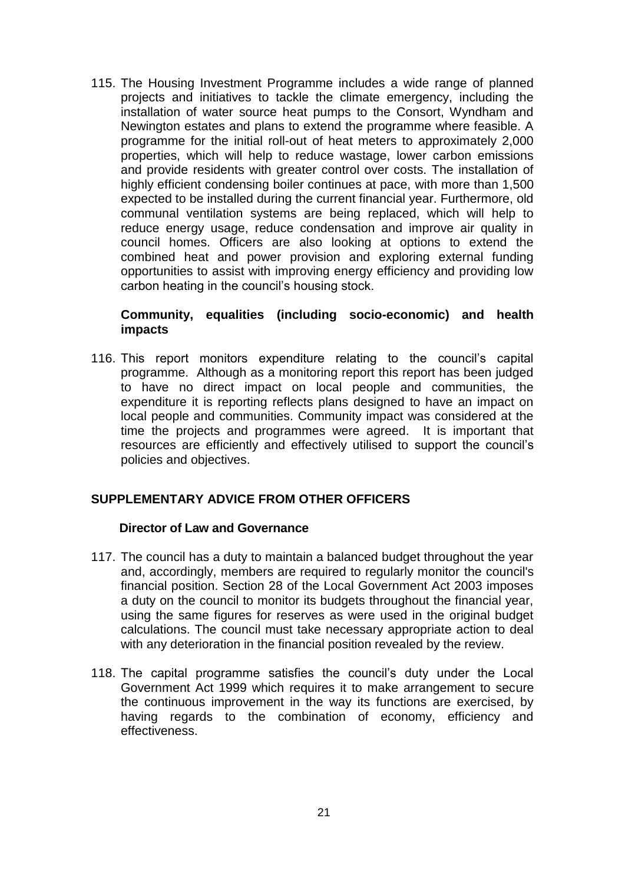115. The Housing Investment Programme includes a wide range of planned projects and initiatives to tackle the climate emergency, including the installation of water source heat pumps to the Consort, Wyndham and Newington estates and plans to extend the programme where feasible. A programme for the initial roll-out of heat meters to approximately 2,000 properties, which will help to reduce wastage, lower carbon emissions and provide residents with greater control over costs. The installation of highly efficient condensing boiler continues at pace, with more than 1,500 expected to be installed during the current financial year. Furthermore, old communal ventilation systems are being replaced, which will help to reduce energy usage, reduce condensation and improve air quality in council homes. Officers are also looking at options to extend the combined heat and power provision and exploring external funding opportunities to assist with improving energy efficiency and providing low carbon heating in the council's housing stock.

**Community, equalities (including socio-economic) and health impacts**

116. This report monitors expenditure relating to the council's capital programme. Although as a monitoring report this report has been judged to have no direct impact on local people and communities, the expenditure it is reporting reflects plans designed to have an impact on local people and communities. Community impact was considered at the time the projects and programmes were agreed. It is important that resources are efficiently and effectively utilised to support the council's policies and objectives.

## SUPPLEMENTARY ADVICE FROM OTHER OFFICERS

### Director of Law and Governance

117. The council has a duty to maintain a balanced budget throughout the year and, accordingly, members are required to regularly monitor the council's financial position. Section 28 of the Local Government Act 2003 imposes a duty on the council to monitor its budgets throughout the financial year, using the same figures for reserves as were used in the original budget calculations. The council must take necessary appropriate action to deal with any deterioration in the financial position revealed by the review.

118. The capital programme satisfies the council's duty under the Local Government Act 1999 which requires it to make arrangement to secure the continuous improvement in the way its functions are exercised, by having regards to the combination of economy, efficiency and effectiveness.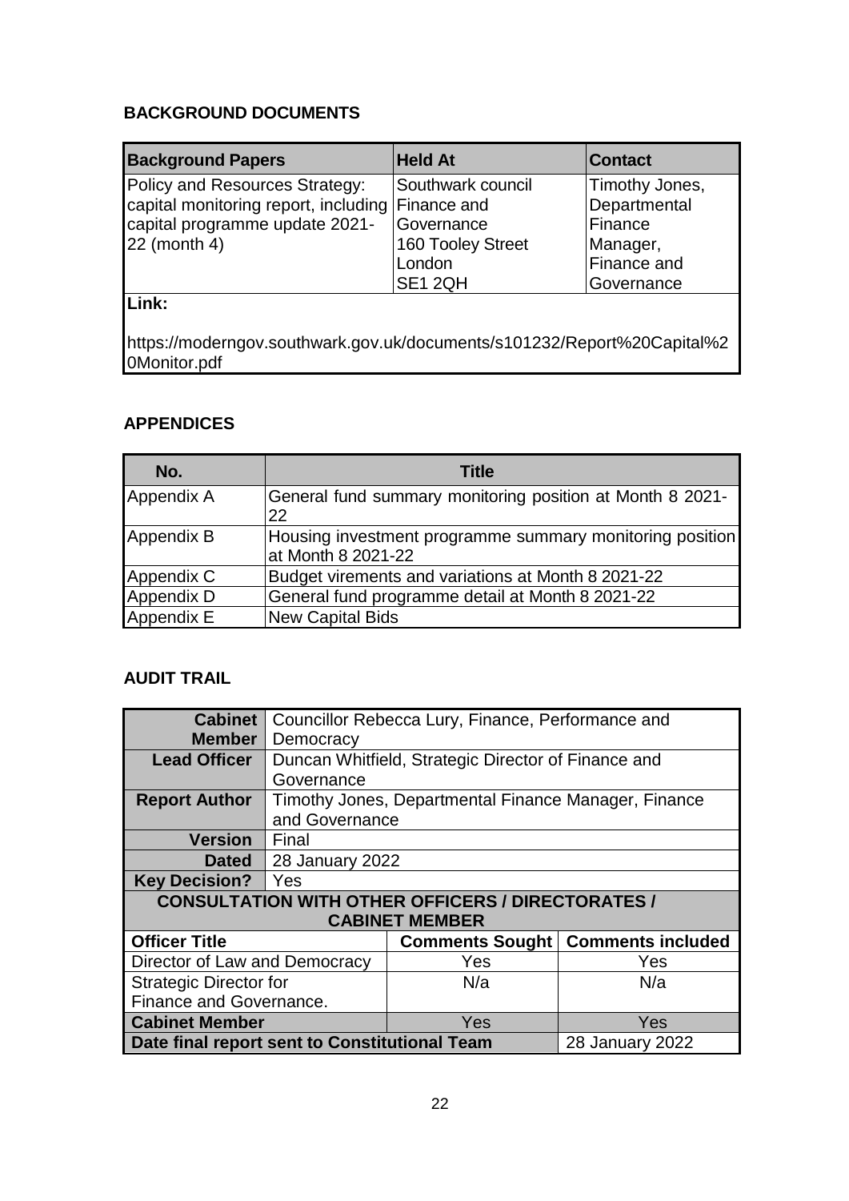## BACKGROUND DOCUMENTS

| Background Papers | Held At | Contact |
|---|---|---|
| Policy and Resources Strategy: capital monitoring report, including capital programme update 2021-22 (month 4) | Southwark council Finance and Governance 160 Tooley Street London SE1 2QH | Timothy Jones, Departmental Finance Manager, Finance and Governance |
| **Link:** https://moderngov.southwark.gov.uk/documents/s101232/Report%20Capital%20Monitor.pdf | | |

## APPENDICES

| No. | Title |
|---|---|
| Appendix A | General fund summary monitoring position at Month 8 2021-22 |
| Appendix B | Housing investment programme summary monitoring position at Month 8 2021-22 |
| Appendix C | Budget virements and variations at Month 8 2021-22 |
| Appendix D | General fund programme detail at Month 8 2021-22 |
| Appendix E | New Capital Bids |

## AUDIT TRAIL

| | | |
|---|---|---|
| **Cabinet Member** | Councillor Rebecca Lury, Finance, Performance and Democracy | |
| **Lead Officer** | Duncan Whitfield, Strategic Director of Finance and Governance | |
| **Report Author** | Timothy Jones, Departmental Finance Manager, Finance and Governance | |
| **Version** | Final | |
| **Dated** | 28 January 2022 | |
| **Key Decision?** | Yes | |
| **CONSULTATION WITH OTHER OFFICERS / DIRECTORATES / CABINET MEMBER** | | |
| **Officer Title** | **Comments Sought** | **Comments included** |
| Director of Law and Democracy | Yes | Yes |
| Strategic Director for Finance and Governance. | N/a | N/a |
| **Cabinet Member** | Yes | Yes |
| **Date final report sent to Constitutional Team** | | 28 January 2022 |